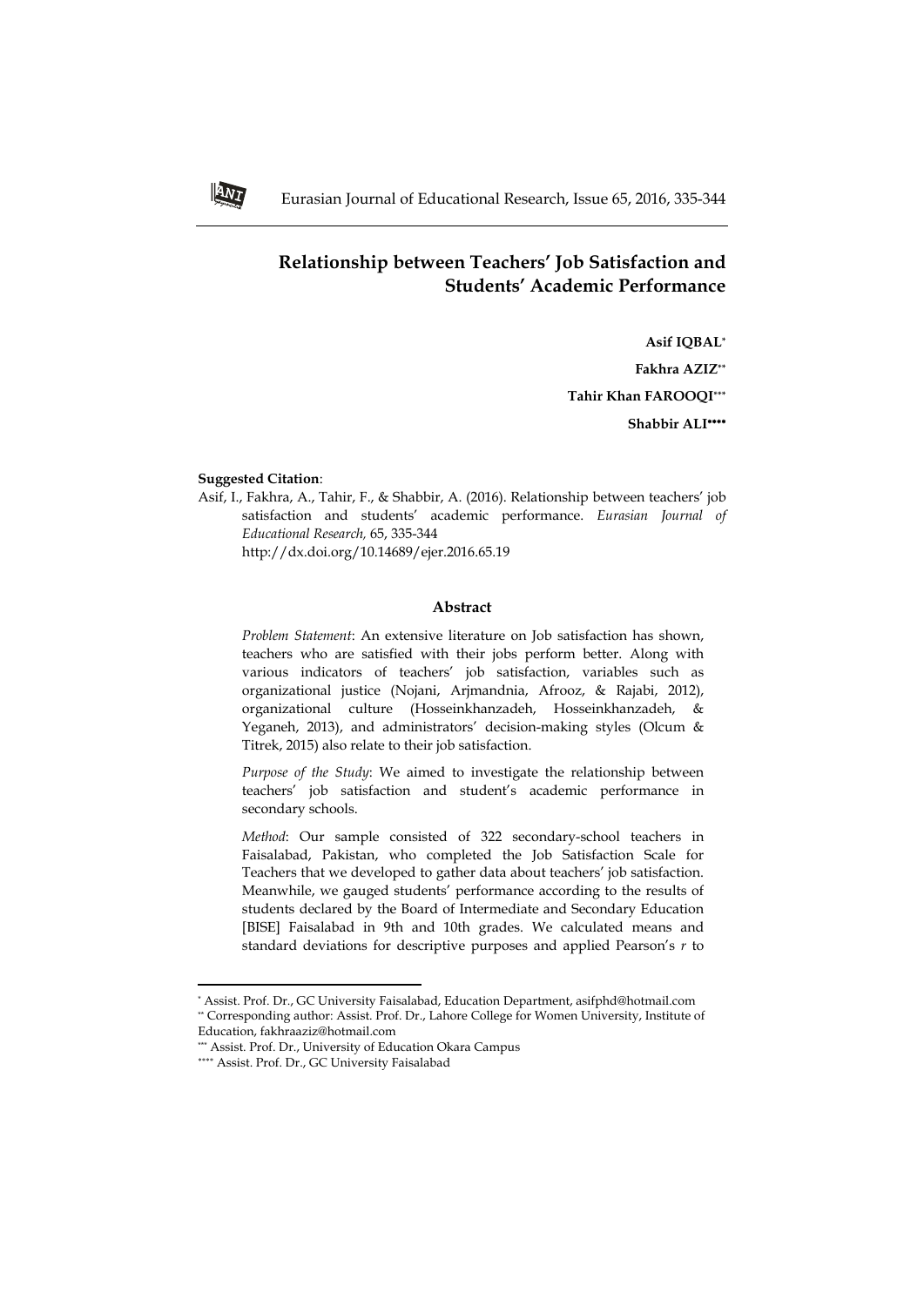# Relationship between Teachers' Job Satisfaction and Students' Academic Performance

**Asif IQBAL**[*]

**Fakhra AZIZ**[**]

**Tahir Khan FAROOQI**[***]

**Shabbir ALI**[****]

**Suggested Citation**:

Asif, I., Fakhra, A., Tahir, F., & Shabbir, A. (2016). Relationship between teachers' job satisfaction and students' academic performance. *Eurasian Journal of Educational Research,* 65, 335-344 http://dx.doi.org/10.14689/ejer.2016.65.19

## Abstract

*Problem Statement*: An extensive literature on Job satisfaction has shown, teachers who are satisfied with their jobs perform better. Along with various indicators of teachers' job satisfaction, variables such as organizational justice (Nojani, Arjmandnia, Afrooz, & Rajabi, 2012), organizational culture (Hosseinkhanzadeh, Hosseinkhanzadeh, & Yeganeh, 2013), and administrators' decision-making styles (Olcum & Titrek, 2015) also relate to their job satisfaction.

*Purpose of the Study*: We aimed to investigate the relationship between teachers' job satisfaction and student's academic performance in secondary schools.

*Method*: Our sample consisted of 322 secondary-school teachers in Faisalabad, Pakistan, who completed the Job Satisfaction Scale for Teachers that we developed to gather data about teachers' job satisfaction. Meanwhile, we gauged students' performance according to the results of students declared by the Board of Intermediate and Secondary Education [BISE] Faisalabad in 9th and 10th grades. We calculated means and standard deviations for descriptive purposes and applied Pearson's *r* to

---

[*] Assist. Prof. Dr., GC University Faisalabad, Education Department, asifphd@hotmail.com

[**] Corresponding author: Assist. Prof. Dr., Lahore College for Women University, Institute of Education, fakhraaziz@hotmail.com

[***] Assist. Prof. Dr., University of Education Okara Campus

[****] Assist. Prof. Dr., GC University Faisalabad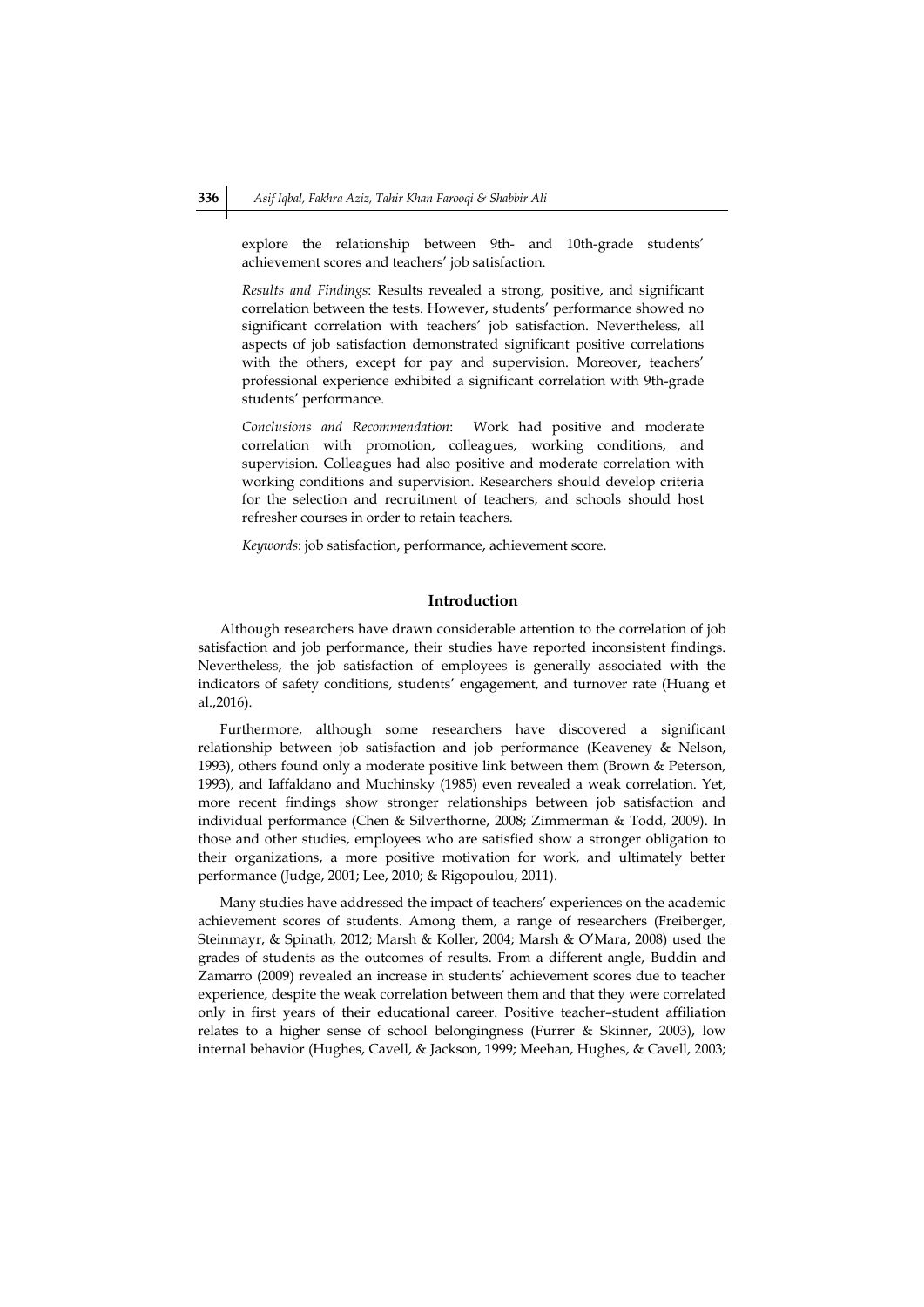explore the relationship between 9th- and 10th-grade students' achievement scores and teachers' job satisfaction.

*Results and Findings*: Results revealed a strong, positive, and significant correlation between the tests. However, students' performance showed no significant correlation with teachers' job satisfaction. Nevertheless, all aspects of job satisfaction demonstrated significant positive correlations with the others, except for pay and supervision. Moreover, teachers' professional experience exhibited a significant correlation with 9th-grade students' performance.

*Conclusions and Recommendation*: Work had positive and moderate correlation with promotion, colleagues, working conditions, and supervision. Colleagues had also positive and moderate correlation with working conditions and supervision. Researchers should develop criteria for the selection and recruitment of teachers, and schools should host refresher courses in order to retain teachers.

*Keywords*: job satisfaction, performance, achievement score.

## Introduction

Although researchers have drawn considerable attention to the correlation of job satisfaction and job performance, their studies have reported inconsistent findings. Nevertheless, the job satisfaction of employees is generally associated with the indicators of safety conditions, students' engagement, and turnover rate (Huang et al.,2016).

Furthermore, although some researchers have discovered a significant relationship between job satisfaction and job performance (Keaveney & Nelson, 1993), others found only a moderate positive link between them (Brown & Peterson, 1993), and Iaffaldano and Muchinsky (1985) even revealed a weak correlation. Yet, more recent findings show stronger relationships between job satisfaction and individual performance (Chen & Silverthorne, 2008; Zimmerman & Todd, 2009). In those and other studies, employees who are satisfied show a stronger obligation to their organizations, a more positive motivation for work, and ultimately better performance (Judge, 2001; Lee, 2010; & Rigopoulou, 2011).

Many studies have addressed the impact of teachers' experiences on the academic achievement scores of students. Among them, a range of researchers (Freiberger, Steinmayr, & Spinath, 2012; Marsh & Koller, 2004; Marsh & O'Mara, 2008) used the grades of students as the outcomes of results. From a different angle, Buddin and Zamarro (2009) revealed an increase in students' achievement scores due to teacher experience, despite the weak correlation between them and that they were correlated only in first years of their educational career. Positive teacher–student affiliation relates to a higher sense of school belongingness (Furrer & Skinner, 2003), low internal behavior (Hughes, Cavell, & Jackson, 1999; Meehan, Hughes, & Cavell, 2003;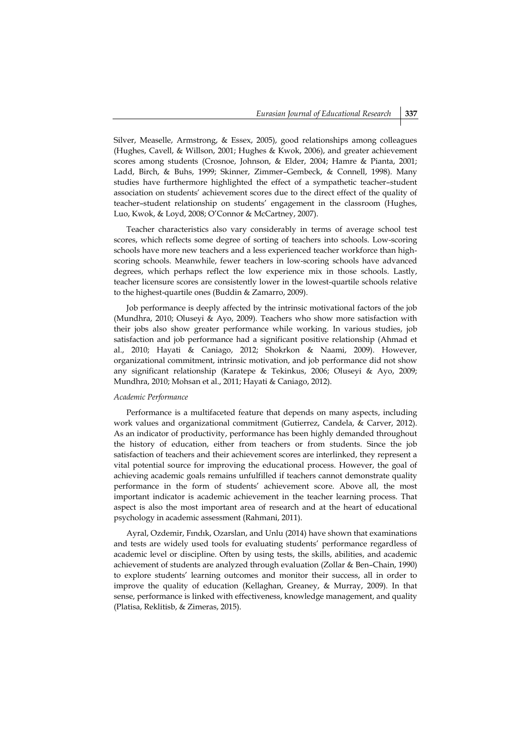Silver, Measelle, Armstrong, & Essex, 2005), good relationships among colleagues (Hughes, Cavell, & Willson, 2001; Hughes & Kwok, 2006), and greater achievement scores among students (Crosnoe, Johnson, & Elder, 2004; Hamre & Pianta, 2001; Ladd, Birch, & Buhs, 1999; Skinner, Zimmer–Gembeck, & Connell, 1998). Many studies have furthermore highlighted the effect of a sympathetic teacher–student association on students' achievement scores due to the direct effect of the quality of teacher–student relationship on students' engagement in the classroom (Hughes, Luo, Kwok, & Loyd, 2008; O'Connor & McCartney, 2007).

Teacher characteristics also vary considerably in terms of average school test scores, which reflects some degree of sorting of teachers into schools. Low-scoring schools have more new teachers and a less experienced teacher workforce than high-scoring schools. Meanwhile, fewer teachers in low-scoring schools have advanced degrees, which perhaps reflect the low experience mix in those schools. Lastly, teacher licensure scores are consistently lower in the lowest-quartile schools relative to the highest-quartile ones (Buddin & Zamarro, 2009).

Job performance is deeply affected by the intrinsic motivational factors of the job (Mundhra, 2010; Oluseyi & Ayo, 2009). Teachers who show more satisfaction with their jobs also show greater performance while working. In various studies, job satisfaction and job performance had a significant positive relationship (Ahmad et al., 2010; Hayati & Caniago, 2012; Shokrkon & Naami, 2009). However, organizational commitment, intrinsic motivation, and job performance did not show any significant relationship (Karatepe & Tekinkus, 2006; Oluseyi & Ayo, 2009; Mundhra, 2010; Mohsan et al., 2011; Hayati & Caniago, 2012).

*Academic Performance*

Performance is a multifaceted feature that depends on many aspects, including work values and organizational commitment (Gutierrez, Candela, & Carver, 2012). As an indicator of productivity, performance has been highly demanded throughout the history of education, either from teachers or from students. Since the job satisfaction of teachers and their achievement scores are interlinked, they represent a vital potential source for improving the educational process. However, the goal of achieving academic goals remains unfulfilled if teachers cannot demonstrate quality performance in the form of students' achievement score. Above all, the most important indicator is academic achievement in the teacher learning process. That aspect is also the most important area of research and at the heart of educational psychology in academic assessment (Rahmani, 2011).

Ayral, Ozdemir, Fındık, Ozarslan, and Unlu (2014) have shown that examinations and tests are widely used tools for evaluating students' performance regardless of academic level or discipline. Often by using tests, the skills, abilities, and academic achievement of students are analyzed through evaluation (Zollar & Ben–Chain, 1990) to explore students' learning outcomes and monitor their success, all in order to improve the quality of education (Kellaghan, Greaney, & Murray, 2009). In that sense, performance is linked with effectiveness, knowledge management, and quality (Platisa, Reklitisb, & Zimeras, 2015).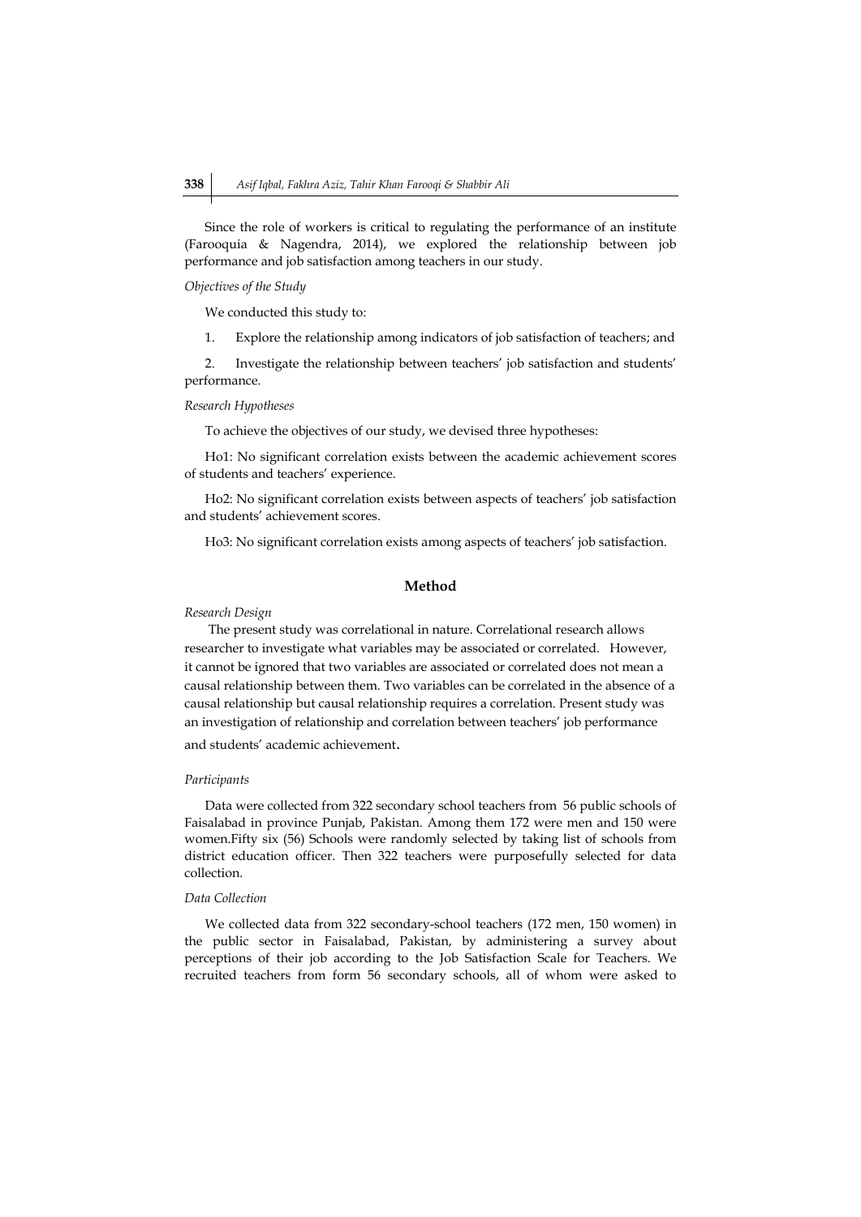Since the role of workers is critical to regulating the performance of an institute (Farooquia & Nagendra, 2014), we explored the relationship between job performance and job satisfaction among teachers in our study.

*Objectives of the Study*

We conducted this study to:

1. Explore the relationship among indicators of job satisfaction of teachers; and

2. Investigate the relationship between teachers' job satisfaction and students' performance.

*Research Hypotheses*

To achieve the objectives of our study, we devised three hypotheses:

Ho1: No significant correlation exists between the academic achievement scores of students and teachers' experience.

Ho2: No significant correlation exists between aspects of teachers' job satisfaction and students' achievement scores.

Ho3: No significant correlation exists among aspects of teachers' job satisfaction.

## Method

*Research Design*

The present study was correlational in nature. Correlational research allows researcher to investigate what variables may be associated or correlated. However, it cannot be ignored that two variables are associated or correlated does not mean a causal relationship between them. Two variables can be correlated in the absence of a causal relationship but causal relationship requires a correlation. Present study was an investigation of relationship and correlation between teachers' job performance and students' academic achievement.

*Participants*

Data were collected from 322 secondary school teachers from 56 public schools of Faisalabad in province Punjab, Pakistan. Among them 172 were men and 150 were women.Fifty six (56) Schools were randomly selected by taking list of schools from district education officer. Then 322 teachers were purposefully selected for data collection.

*Data Collection*

We collected data from 322 secondary-school teachers (172 men, 150 women) in the public sector in Faisalabad, Pakistan, by administering a survey about perceptions of their job according to the Job Satisfaction Scale for Teachers. We recruited teachers from form 56 secondary schools, all of whom were asked to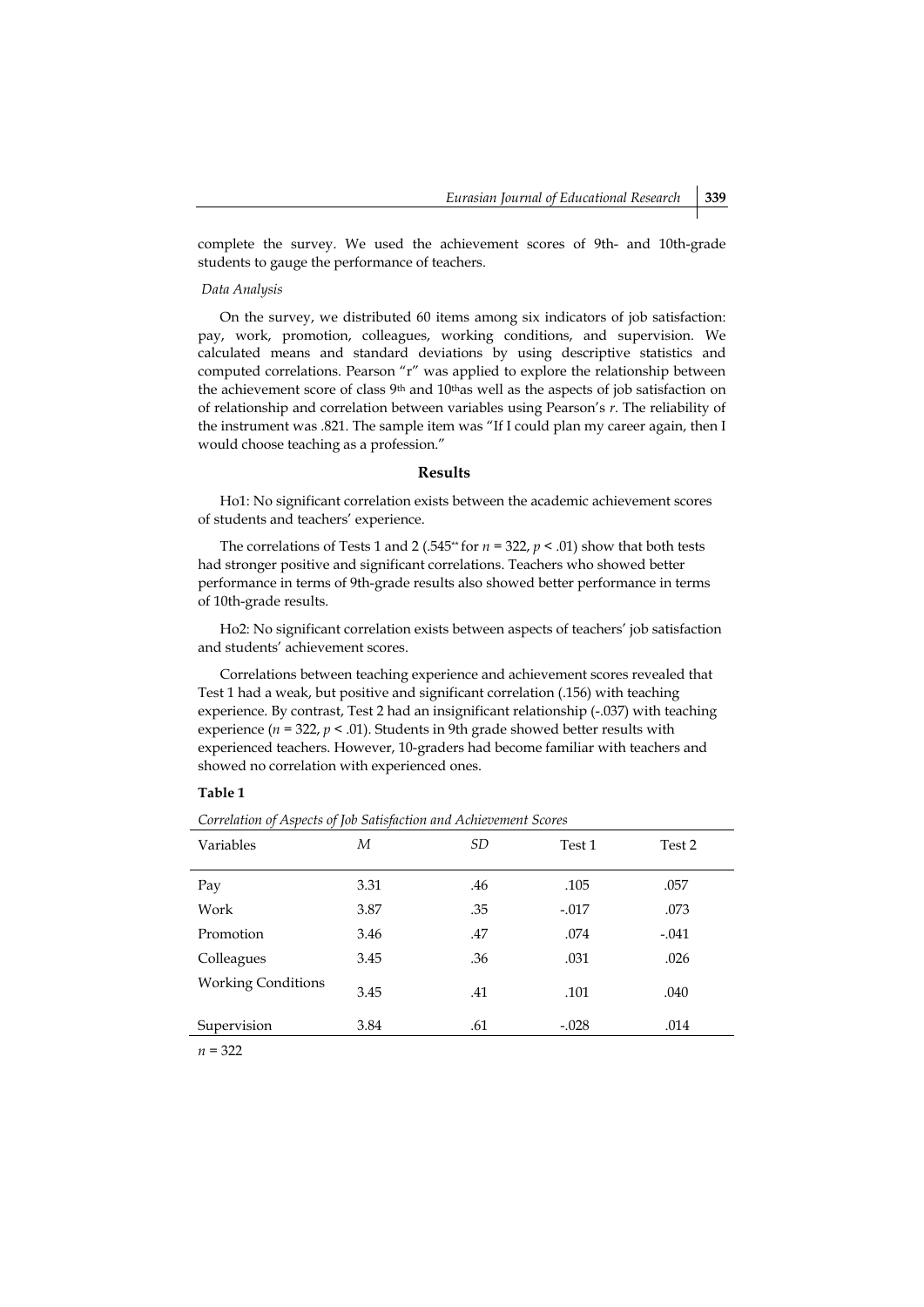complete the survey. We used the achievement scores of 9th- and 10th-grade students to gauge the performance of teachers.

*Data Analysis*

On the survey, we distributed 60 items among six indicators of job satisfaction: pay, work, promotion, colleagues, working conditions, and supervision. We calculated means and standard deviations by using descriptive statistics and computed correlations. Pearson "r" was applied to explore the relationship between the achievement score of class 9th and 10th as well as the aspects of job satisfaction on of relationship and correlation between variables using Pearson's *r*. The reliability of the instrument was .821. The sample item was "If I could plan my career again, then I would choose teaching as a profession."

## Results

Ho1: No significant correlation exists between the academic achievement scores of students and teachers' experience.

The correlations of Tests 1 and 2 (.545** for $n$ = 322, $p < .01$) show that both tests had stronger positive and significant correlations. Teachers who showed better performance in terms of 9th-grade results also showed better performance in terms of 10th-grade results.

Ho2: No significant correlation exists between aspects of teachers' job satisfaction and students' achievement scores.

Correlations between teaching experience and achievement scores revealed that Test 1 had a weak, but positive and significant correlation (.156) with teaching experience. By contrast, Test 2 had an insignificant relationship (-.037) with teaching experience ($n$ = 322, $p < .01$). Students in 9th grade showed better results with experienced teachers. However, 10-graders had become familiar with teachers and showed no correlation with experienced ones.

**Table 1**

*Correlation of Aspects of Job Satisfaction and Achievement Scores*

| Variables | *M* | *SD* | Test 1 | Test 2 |
|---|---|---|---|---|
| Pay | 3.31 | .46 | .105 | .057 |
| Work | 3.87 | .35 | -.017 | .073 |
| Promotion | 3.46 | .47 | .074 | -.041 |
| Colleagues | 3.45 | .36 | .031 | .026 |
| Working Conditions | 3.45 | .41 | .101 | .040 |
| Supervision | 3.84 | .61 | -.028 | .014 |

$n$ = 322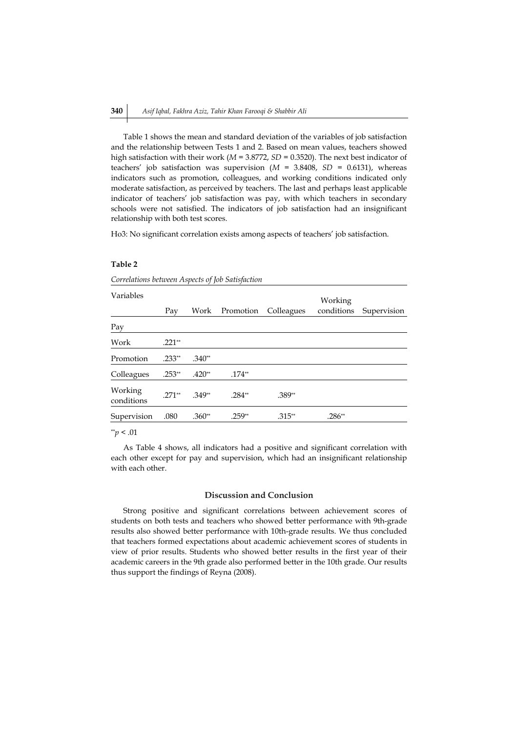Table 1 shows the mean and standard deviation of the variables of job satisfaction and the relationship between Tests 1 and 2. Based on mean values, teachers showed high satisfaction with their work (*M* = 3.8772, *SD* = 0.3520). The next best indicator of teachers' job satisfaction was supervision (*M* = 3.8408, *SD* = 0.6131), whereas indicators such as promotion, colleagues, and working conditions indicated only moderate satisfaction, as perceived by teachers. The last and perhaps least applicable indicator of teachers' job satisfaction was pay, with which teachers in secondary schools were not satisfied. The indicators of job satisfaction had an insignificant relationship with both test scores.

Ho3: No significant correlation exists among aspects of teachers' job satisfaction.

**Table 2**

*Correlations between Aspects of Job Satisfaction*

| Variables | Pay | Work | Promotion | Colleagues | Working conditions | Supervision |
|---|---|---|---|---|---|---|
| Pay | | | | | | |
| Work | .221** | | | | | |
| Promotion | .233** | .340** | | | | |
| Colleagues | .253** | .420** | .174** | | | |
| Working conditions | .271** | .349** | .284** | .389** | | |
| Supervision | .080 | .360** | .259** | .315** | .286** | |

**$p < .01$

As Table 4 shows, all indicators had a positive and significant correlation with each other except for pay and supervision, which had an insignificant relationship with each other.

## Discussion and Conclusion

Strong positive and significant correlations between achievement scores of students on both tests and teachers who showed better performance with 9th-grade results also showed better performance with 10th-grade results. We thus concluded that teachers formed expectations about academic achievement scores of students in view of prior results. Students who showed better results in the first year of their academic careers in the 9th grade also performed better in the 10th grade. Our results thus support the findings of Reyna (2008).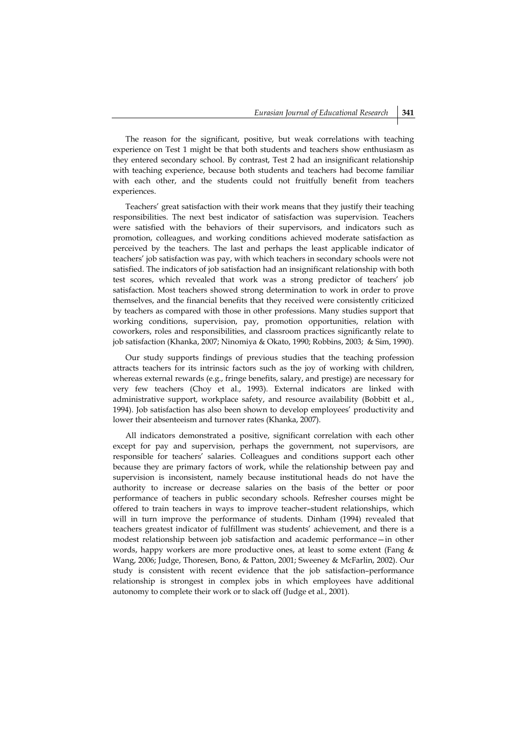The reason for the significant, positive, but weak correlations with teaching experience on Test 1 might be that both students and teachers show enthusiasm as they entered secondary school. By contrast, Test 2 had an insignificant relationship with teaching experience, because both students and teachers had become familiar with each other, and the students could not fruitfully benefit from teachers experiences.

Teachers' great satisfaction with their work means that they justify their teaching responsibilities. The next best indicator of satisfaction was supervision. Teachers were satisfied with the behaviors of their supervisors, and indicators such as promotion, colleagues, and working conditions achieved moderate satisfaction as perceived by the teachers. The last and perhaps the least applicable indicator of teachers' job satisfaction was pay, with which teachers in secondary schools were not satisfied. The indicators of job satisfaction had an insignificant relationship with both test scores, which revealed that work was a strong predictor of teachers' job satisfaction. Most teachers showed strong determination to work in order to prove themselves, and the financial benefits that they received were consistently criticized by teachers as compared with those in other professions. Many studies support that working conditions, supervision, pay, promotion opportunities, relation with coworkers, roles and responsibilities, and classroom practices significantly relate to job satisfaction (Khanka, 2007; Ninomiya & Okato, 1990; Robbins, 2003; & Sim, 1990).

Our study supports findings of previous studies that the teaching profession attracts teachers for its intrinsic factors such as the joy of working with children, whereas external rewards (e.g., fringe benefits, salary, and prestige) are necessary for very few teachers (Choy et al., 1993). External indicators are linked with administrative support, workplace safety, and resource availability (Bobbitt et al., 1994). Job satisfaction has also been shown to develop employees' productivity and lower their absenteeism and turnover rates (Khanka, 2007).

All indicators demonstrated a positive, significant correlation with each other except for pay and supervision, perhaps the government, not supervisors, are responsible for teachers' salaries. Colleagues and conditions support each other because they are primary factors of work, while the relationship between pay and supervision is inconsistent, namely because institutional heads do not have the authority to increase or decrease salaries on the basis of the better or poor performance of teachers in public secondary schools. Refresher courses might be offered to train teachers in ways to improve teacher–student relationships, which will in turn improve the performance of students. Dinham (1994) revealed that teachers greatest indicator of fulfillment was students' achievement, and there is a modest relationship between job satisfaction and academic performance—in other words, happy workers are more productive ones, at least to some extent (Fang & Wang, 2006; Judge, Thoresen, Bono, & Patton, 2001; Sweeney & McFarlin, 2002). Our study is consistent with recent evidence that the job satisfaction–performance relationship is strongest in complex jobs in which employees have additional autonomy to complete their work or to slack off (Judge et al., 2001).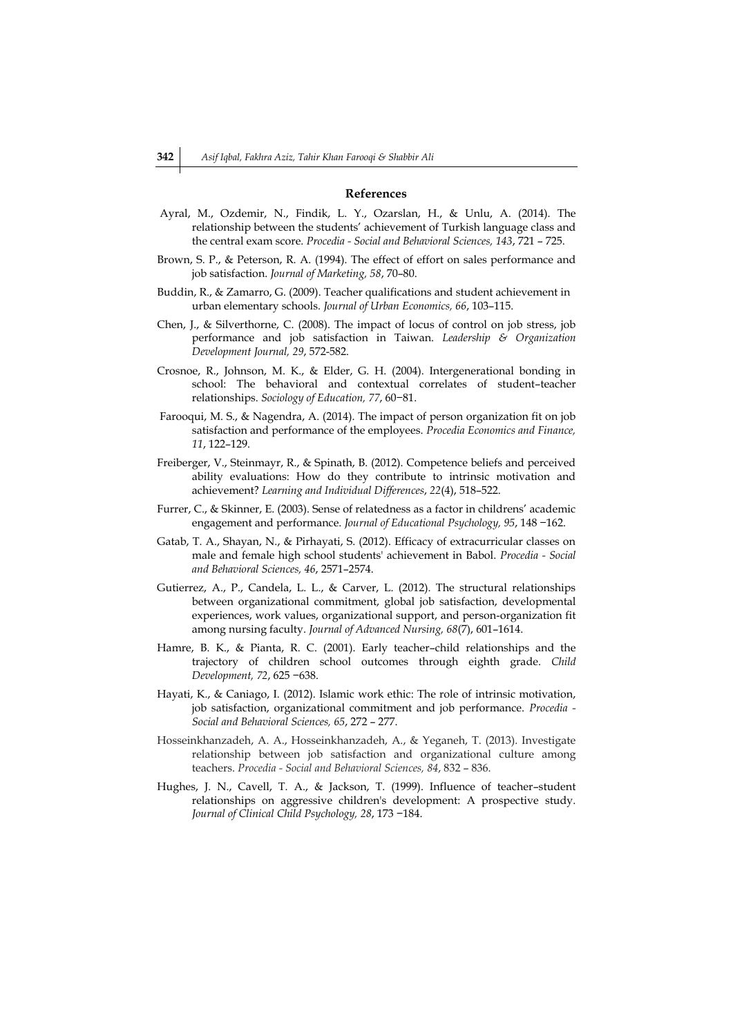## References

Ayral, M., Ozdemir, N., Findik, L. Y., Ozarslan, H., & Unlu, A. (2014). The relationship between the students' achievement of Turkish language class and the central exam score. *Procedia - Social and Behavioral Sciences, 143*, 721 – 725.

Brown, S. P., & Peterson, R. A. (1994). The effect of effort on sales performance and job satisfaction. *Journal of Marketing, 58*, 70–80.

Buddin, R., & Zamarro, G. (2009). Teacher qualifications and student achievement in urban elementary schools. *Journal of Urban Economics, 66*, 103–115.

Chen, J., & Silverthorne, C. (2008). The impact of locus of control on job stress, job performance and job satisfaction in Taiwan. *Leadership & Organization Development Journal, 29*, 572-582.

Crosnoe, R., Johnson, M. K., & Elder, G. H. (2004). Intergenerational bonding in school: The behavioral and contextual correlates of student–teacher relationships. *Sociology of Education, 77*, 60−81.

Farooqui, M. S., & Nagendra, A. (2014). The impact of person organization fit on job satisfaction and performance of the employees. *Procedia Economics and Finance, 11*, 122–129.

Freiberger, V., Steinmayr, R., & Spinath, B. (2012). Competence beliefs and perceived ability evaluations: How do they contribute to intrinsic motivation and achievement? *Learning and Individual Differences*, *22*(4), 518–522.

Furrer, C., & Skinner, E. (2003). Sense of relatedness as a factor in childrens' academic engagement and performance. *Journal of Educational Psychology, 95*, 148 −162.

Gatab, T. A., Shayan, N., & Pirhayati, S. (2012). Efficacy of extracurricular classes on male and female high school students' achievement in Babol. *Procedia - Social and Behavioral Sciences, 46*, 2571–2574.

Gutierrez, A., P., Candela, L. L., & Carver, L. (2012). The structural relationships between organizational commitment, global job satisfaction, developmental experiences, work values, organizational support, and person-organization fit among nursing faculty. *Journal of Advanced Nursing, 68*(7), 601–1614.

Hamre, B. K., & Pianta, R. C. (2001). Early teacher–child relationships and the trajectory of children school outcomes through eighth grade. *Child Development, 72*, 625 −638.

Hayati, K., & Caniago, I. (2012). Islamic work ethic: The role of intrinsic motivation, job satisfaction, organizational commitment and job performance. *Procedia - Social and Behavioral Sciences, 65*, 272 – 277.

Hosseinkhanzadeh, A. A., Hosseinkhanzadeh, A., & Yeganeh, T. (2013). Investigate relationship between job satisfaction and organizational culture among teachers. *Procedia - Social and Behavioral Sciences, 84*, 832 – 836.

Hughes, J. N., Cavell, T. A., & Jackson, T. (1999). Influence of teacher–student relationships on aggressive children's development: A prospective study. *Journal of Clinical Child Psychology, 28*, 173 −184.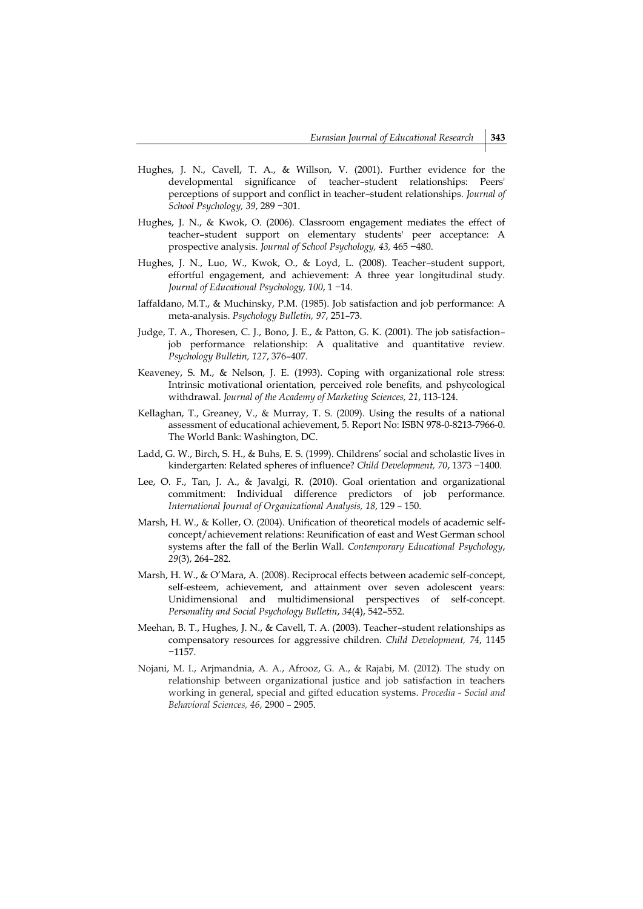Hughes, J. N., Cavell, T. A., & Willson, V. (2001). Further evidence for the developmental significance of teacher–student relationships: Peers' perceptions of support and conflict in teacher–student relationships. *Journal of School Psychology, 39*, 289 −301.

Hughes, J. N., & Kwok, O. (2006). Classroom engagement mediates the effect of teacher–student support on elementary students' peer acceptance: A prospective analysis. *Journal of School Psychology, 43,* 465 −480.

Hughes, J. N., Luo, W., Kwok, O., & Loyd, L. (2008). Teacher–student support, effortful engagement, and achievement: A three year longitudinal study. *Journal of Educational Psychology, 100*, 1 −14.

Iaffaldano, M.T., & Muchinsky, P.M. (1985). Job satisfaction and job performance: A meta-analysis. *Psychology Bulletin, 97*, 251–73.

Judge, T. A., Thoresen, C. J., Bono, J. E., & Patton, G. K. (2001). The job satisfaction–job performance relationship: A qualitative and quantitative review. *Psychology Bulletin, 127*, 376–407.

Keaveney, S. M., & Nelson, J. E. (1993). Coping with organizational role stress: Intrinsic motivational orientation, perceived role benefits, and pshycological withdrawal. *Journal of the Academy of Marketing Sciences, 21*, 113-124.

Kellaghan, T., Greaney, V., & Murray, T. S. (2009). Using the results of a national assessment of educational achievement, 5. Report No: ISBN 978-0-8213-7966-0. The World Bank: Washington, DC.

Ladd, G. W., Birch, S. H., & Buhs, E. S. (1999). Childrens' social and scholastic lives in kindergarten: Related spheres of influence? *Child Development, 70*, 1373 −1400.

Lee, O. F., Tan, J. A., & Javalgi, R. (2010). Goal orientation and organizational commitment: Individual difference predictors of job performance. *International Journal of Organizational Analysis, 18*, 129 – 150.

Marsh, H. W., & Koller, O. (2004). Unification of theoretical models of academic self-concept/achievement relations: Reunification of east and West German school systems after the fall of the Berlin Wall. *Contemporary Educational Psychology*, *29*(3), 264–282.

Marsh, H. W., & O'Mara, A. (2008). Reciprocal effects between academic self-concept, self-esteem, achievement, and attainment over seven adolescent years: Unidimensional and multidimensional perspectives of self-concept. *Personality and Social Psychology Bulletin*, *34*(4), 542–552.

Meehan, B. T., Hughes, J. N., & Cavell, T. A. (2003). Teacher–student relationships as compensatory resources for aggressive children. *Child Development, 74*, 1145 −1157.

Nojani, M. I., Arjmandnia, A. A., Afrooz, G. A., & Rajabi, M. (2012). The study on relationship between organizational justice and job satisfaction in teachers working in general, special and gifted education systems. *Procedia - Social and Behavioral Sciences, 46*, 2900 – 2905.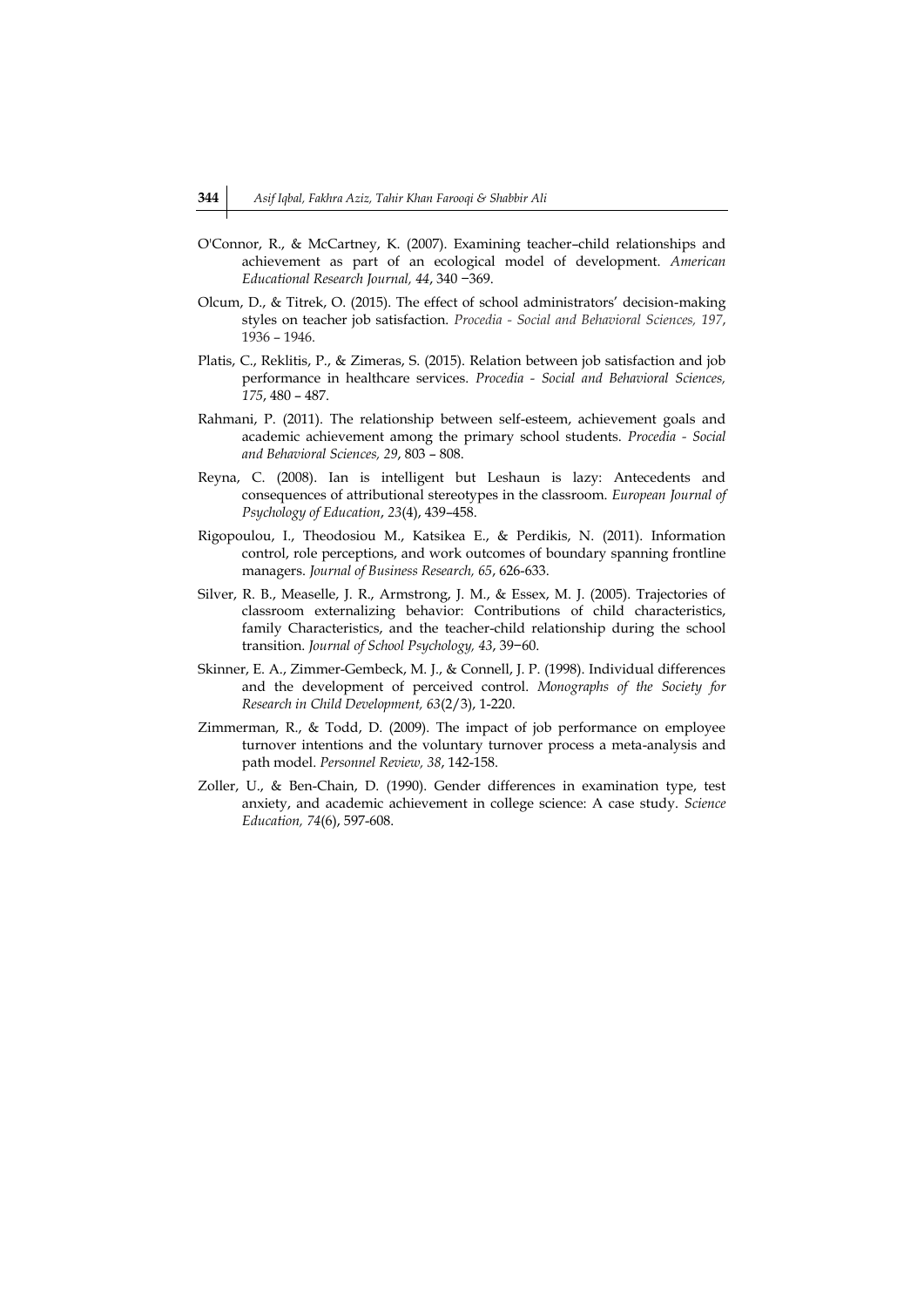O'Connor, R., & McCartney, K. (2007). Examining teacher–child relationships and achievement as part of an ecological model of development. *American Educational Research Journal, 44*, 340 −369.

Olcum, D., & Titrek, O. (2015). The effect of school administrators' decision-making styles on teacher job satisfaction. *Procedia - Social and Behavioral Sciences, 197*, 1936 – 1946.

Platis, C., Reklitis, P., & Zimeras, S. (2015). Relation between job satisfaction and job performance in healthcare services. *Procedia - Social and Behavioral Sciences, 175*, 480 – 487.

Rahmani, P. (2011). The relationship between self-esteem, achievement goals and academic achievement among the primary school students. *Procedia - Social and Behavioral Sciences, 29*, 803 – 808.

Reyna, C. (2008). Ian is intelligent but Leshaun is lazy: Antecedents and consequences of attributional stereotypes in the classroom. *European Journal of Psychology of Education*, *23*(4), 439–458.

Rigopoulou, I., Theodosiou M., Katsikea E., & Perdikis, N. (2011). Information control, role perceptions, and work outcomes of boundary spanning frontline managers. *Journal of Business Research, 65*, 626-633.

Silver, R. B., Measelle, J. R., Armstrong, J. M., & Essex, M. J. (2005). Trajectories of classroom externalizing behavior: Contributions of child characteristics, family Characteristics, and the teacher-child relationship during the school transition. *Journal of School Psychology, 43*, 39−60.

Skinner, E. A., Zimmer-Gembeck, M. J., & Connell, J. P. (1998). Individual differences and the development of perceived control. *Monographs of the Society for Research in Child Development, 63*(2/3), 1-220.

Zimmerman, R., & Todd, D. (2009). The impact of job performance on employee turnover intentions and the voluntary turnover process a meta-analysis and path model. *Personnel Review, 38*, 142-158.

Zoller, U., & Ben-Chain, D. (1990). Gender differences in examination type, test anxiety, and academic achievement in college science: A case study. *Science Education, 74*(6), 597-608.